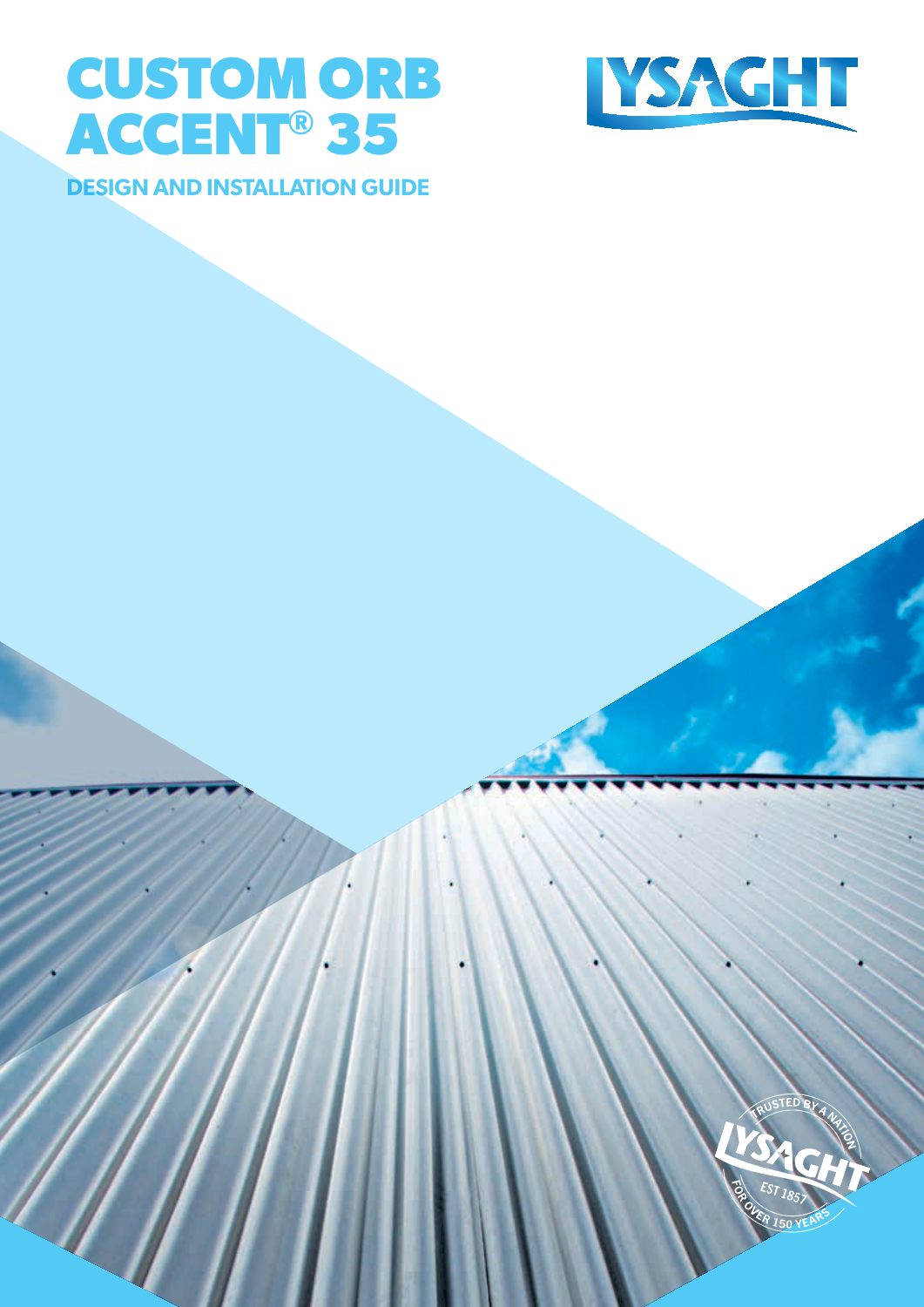# CUSTOM ORB ACCENT® 35

## DESIGN AND INSTALLATION GUIDE

LYSAGHT

TRUSTED BY A NATION
LYSAGHT
EST 1857
FOR OVER 150 YEARS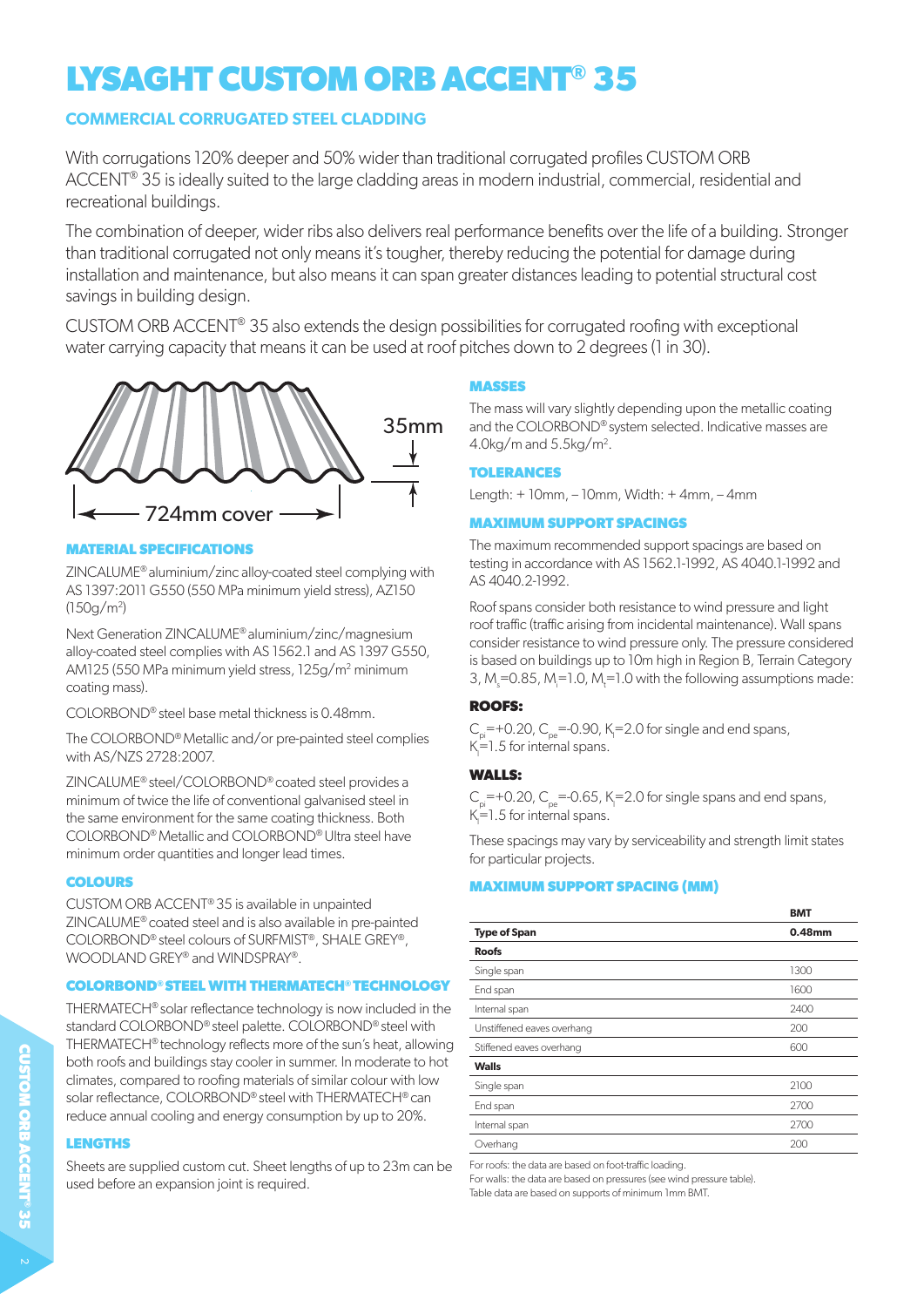# LYSAGHT CUSTOM ORB ACCENT® 35

## COMMERCIAL CORRUGATED STEEL CLADDING

With corrugations 120% deeper and 50% wider than traditional corrugated profiles CUSTOM ORB ACCENT® 35 is ideally suited to the large cladding areas in modern industrial, commercial, residential and recreational buildings.

The combination of deeper, wider ribs also delivers real performance benefits over the life of a building. Stronger than traditional corrugated not only means it's tougher, thereby reducing the potential for damage during installation and maintenance, but also means it can span greater distances leading to potential structural cost savings in building design.

CUSTOM ORB ACCENT® 35 also extends the design possibilities for corrugated roofing with exceptional water carrying capacity that means it can be used at roof pitches down to 2 degrees (1 in 30).

35mm

724mm cover

### MATERIAL SPECIFICATIONS

ZINCALUME® aluminium/zinc alloy-coated steel complying with AS 1397:2011 G550 (550 MPa minimum yield stress), AZ150 (150g/m$^2$)

Next Generation ZINCALUME® aluminium/zinc/magnesium alloy-coated steel complies with AS 1562.1 and AS 1397 G550, AM125 (550 MPa minimum yield stress, 125g/m$^2$ minimum coating mass).

COLORBOND® steel base metal thickness is 0.48mm.

The COLORBOND® Metallic and/or pre-painted steel complies with AS/NZS 2728:2007.

ZINCALUME® steel/COLORBOND® coated steel provides a minimum of twice the life of conventional galvanised steel in the same environment for the same coating thickness. Both COLORBOND® Metallic and COLORBOND® Ultra steel have minimum order quantities and longer lead times.

### COLOURS

CUSTOM ORB ACCENT® 35 is available in unpainted ZINCALUME® coated steel and is also available in pre-painted COLORBOND® steel colours of SURFMIST®, SHALE GREY®, WOODLAND GREY® and WINDSPRAY®.

### COLORBOND® STEEL WITH THERMATECH® TECHNOLOGY

THERMATECH® solar reflectance technology is now included in the standard COLORBOND® steel palette. COLORBOND® steel with THERMATECH® technology reflects more of the sun's heat, allowing both roofs and buildings stay cooler in summer. In moderate to hot climates, compared to roofing materials of similar colour with low solar reflectance, COLORBOND® steel with THERMATECH® can reduce annual cooling and energy consumption by up to 20%.

### LENGTHS

Sheets are supplied custom cut. Sheet lengths of up to 23m can be used before an expansion joint is required.

### MASSES

The mass will vary slightly depending upon the metallic coating and the COLORBOND® system selected. Indicative masses are 4.0kg/m and 5.5kg/m$^2$.

### TOLERANCES

Length: + 10mm, – 10mm, Width: + 4mm, – 4mm

### MAXIMUM SUPPORT SPACINGS

The maximum recommended support spacings are based on testing in accordance with AS 1562.1-1992, AS 4040.1-1992 and AS 4040.2-1992.

Roof spans consider both resistance to wind pressure and light roof traffic (traffic arising from incidental maintenance). Wall spans consider resistance to wind pressure only. The pressure considered is based on buildings up to 10m high in Region B, Terrain Category 3, $M_s$=0.85, $M_i$=1.0, $M_t$=1.0 with the following assumptions made:

#### ROOFS:

$C_{pi}$=+0.20, $C_{pe}$=-0.90, $K_l$=2.0 for single and end spans, $K_l$=1.5 for internal spans.

#### WALLS:

$C_{pi}$=+0.20, $C_{pe}$=-0.65, $K_l$=2.0 for single spans and end spans, $K_l$=1.5 for internal spans.

These spacings may vary by serviceability and strength limit states for particular projects.

### MAXIMUM SUPPORT SPACING (MM)

| | BMT |
|---|---|
| **Type of Span** | **0.48mm** |
| **Roofs** | |
| Single span | 1300 |
| End span | 1600 |
| Internal span | 2400 |
| Unstiffened eaves overhang | 200 |
| Stiffened eaves overhang | 600 |
| **Walls** | |
| Single span | 2100 |
| End span | 2700 |
| Internal span | 2700 |
| Overhang | 200 |

For roofs: the data are based on foot-traffic loading.
For walls: the data are based on pressures (see wind pressure table).
Table data are based on supports of minimum 1mm BMT.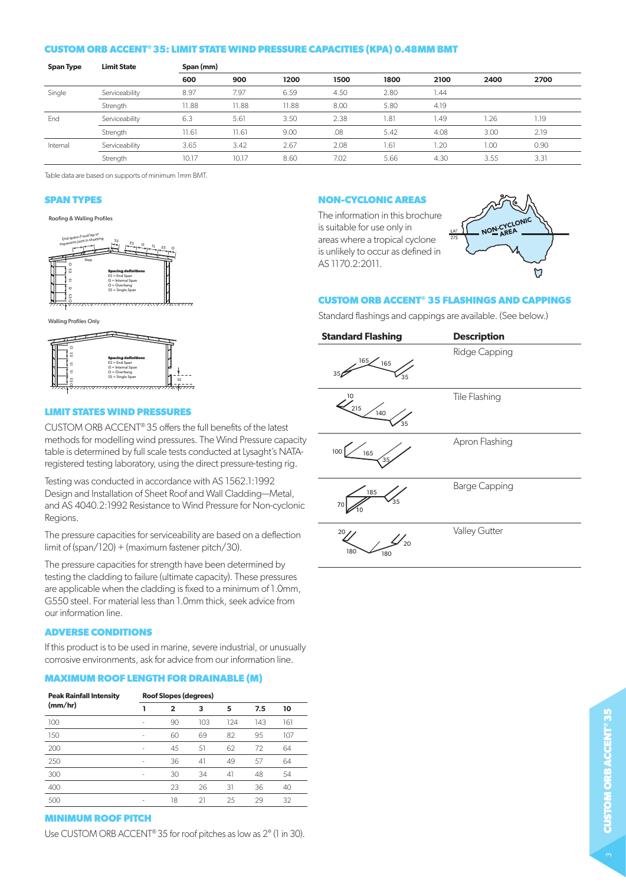## CUSTOM ORB ACCENT® 35: LIMIT STATE WIND PRESSURE CAPACITIES (KPA) 0.48MM BMT

| Span Type | Limit State | Span (mm) | | | | | | | |
|---|---|---|---|---|---|---|---|---|---|
| | | 600 | 900 | 1200 | 1500 | 1800 | 2100 | 2400 | 2700 |
| Single | Serviceability | 8.97 | 7.97 | 6.59 | 4.50 | 2.80 | 1.44 | | |
| | Strength | 11.88 | 11.88 | 11.88 | 8.00 | 5.80 | 4.19 | | |
| End | Serviceability | 6.3 | 5.61 | 3.50 | 2.38 | 1.81 | 1.49 | 1.26 | 1.19 |
| | Strength | 11.61 | 11.61 | 9.00 | .08 | 5.42 | 4.08 | 3.00 | 2.19 |
| Internal | Serviceability | 3.65 | 3.42 | 2.67 | 2.08 | 1.61 | 1.20 | 1.00 | 0.90 |
| | Strength | 10.17 | 10.17 | 8.60 | 7.02 | 5.66 | 4.30 | 3.55 | 3.31 |

Table data are based on supports of minimum 1mm BMT.

### SPAN TYPES

Roofing & Walling Profiles

End spans if end lap or expansion joint in sheeting

Step

Spacing definitions
ES = End Span
IS = Internal Span
O = Overhang
SS = Single Span

Walling Profiles Only

Spacing definitions
ES = End Span
IS = Internal Span
O = Overhang
SS = Single Span

### LIMIT STATES WIND PRESSURES

CUSTOM ORB ACCENT® 35 offers the full benefits of the latest methods for modelling wind pressures. The Wind Pressure capacity table is determined by full scale tests conducted at Lysaght's NATA-registered testing laboratory, using the direct pressure-testing rig.

Testing was conducted in accordance with AS 1562.1:1992 Design and Installation of Sheet Roof and Wall Cladding—Metal, and AS 4040.2:1992 Resistance to Wind Pressure for Non-cyclonic Regions.

The pressure capacities for serviceability are based on a deflection limit of (span/120) + (maximum fastener pitch/30).

The pressure capacities for strength have been determined by testing the cladding to failure (ultimate capacity). These pressures are applicable when the cladding is fixed to a minimum of 1.0mm, G550 steel. For material less than 1.0mm thick, seek advice from our information line.

### ADVERSE CONDITIONS

If this product is to be used in marine, severe industrial, or unusually corrosive environments, ask for advice from our information line.

### MAXIMUM ROOF LENGTH FOR DRAINABLE (M)

| Peak Rainfall Intensity (mm/hr) | Roof Slopes (degrees) | | | | | |
|---|---|---|---|---|---|---|
| | 1 | 2 | 3 | 5 | 7.5 | 10 |
| 100 | - | 90 | 103 | 124 | 143 | 161 |
| 150 | - | 60 | 69 | 82 | 95 | 107 |
| 200 | - | 45 | 51 | 62 | 72 | 64 |
| 250 | - | 36 | 41 | 49 | 57 | 64 |
| 300 | - | 30 | 34 | 41 | 48 | 54 |
| 400 | | 23 | 26 | 31 | 36 | 40 |
| 500 | - | 18 | 21 | 25 | 29 | 32 |

### MINIMUM ROOF PITCH

Use CUSTOM ORB ACCENT® 35 for roof pitches as low as 2° (1 in 30).

### NON-CYCLONIC AREAS

The information in this brochure is suitable for use only in areas where a tropical cyclone is unlikely to occur as defined in AS 1170.2:2011.

NON-CYCLONIC AREA

LAT 27S

### CUSTOM ORB ACCENT® 35 FLASHINGS AND CAPPINGS

Standard flashings and cappings are available. (See below.)

| Standard Flashing | Description |
|---|---|
| 35, 165, 165, 35 | Ridge Capping |
| 10, 215, 140, 35 | Tile Flashing |
| 100, 165, 35 | Apron Flashing |
| 70, 10, 185, 35 | Barge Capping |
| 20, 180, 180, 20 | Valley Gutter |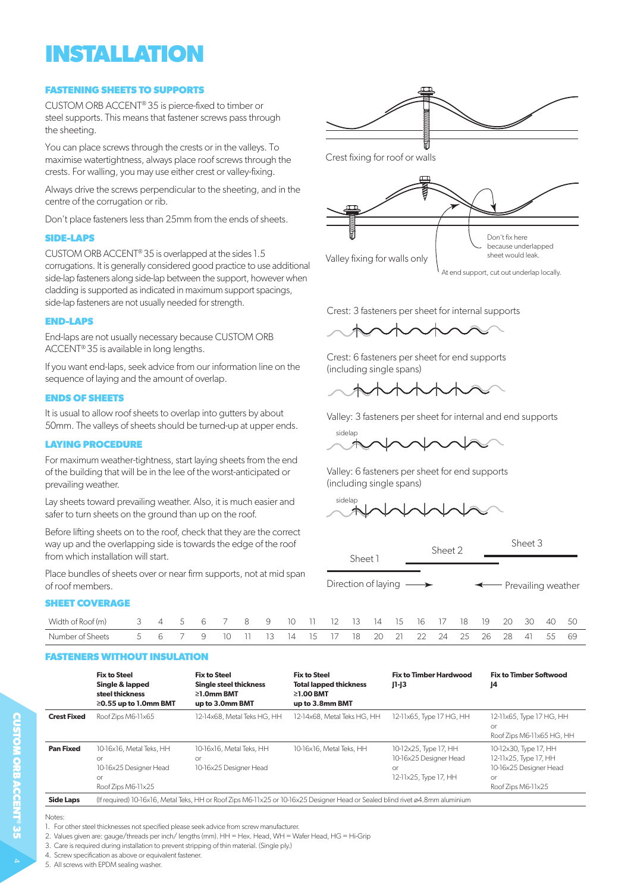# INSTALLATION

### FASTENING SHEETS TO SUPPORTS

CUSTOM ORB ACCENT® 35 is pierce-fixed to timber or steel supports. This means that fastener screws pass through the sheeting.

You can place screws through the crests or in the valleys. To maximise watertightness, always place roof screws through the crests. For walling, you may use either crest or valley-fixing.

Always drive the screws perpendicular to the sheeting, and in the centre of the corrugation or rib.

Don't place fasteners less than 25mm from the ends of sheets.

### SIDE-LAPS

CUSTOM ORB ACCENT® 35 is overlapped at the sides 1.5 corrugations. It is generally considered good practice to use additional side-lap fasteners along side-lap between the support, however when cladding is supported as indicated in maximum support spacings, side-lap fasteners are not usually needed for strength.

### END-LAPS

End-laps are not usually necessary because CUSTOM ORB ACCENT® 35 is available in long lengths.

If you want end-laps, seek advice from our information line on the sequence of laying and the amount of overlap.

### ENDS OF SHEETS

It is usual to allow roof sheets to overlap into gutters by about 50mm. The valleys of sheets should be turned-up at upper ends.

### LAYING PROCEDURE

For maximum weather-tightness, start laying sheets from the end of the building that will be in the lee of the worst-anticipated or prevailing weather.

Lay sheets toward prevailing weather. Also, it is much easier and safer to turn sheets on the ground than up on the roof.

Before lifting sheets on to the roof, check that they are the correct way up and the overlapping side is towards the edge of the roof from which installation will start.

Place bundles of sheets over or near firm supports, not at mid span of roof members.

Crest fixing for roof or walls

Valley fixing for walls only

Don't fix here because underlapped sheet would leak.

At end support, cut out underlap locally.

Crest: 3 fasteners per sheet for internal supports

Crest: 6 fasteners per sheet for end supports (including single spans)

Valley: 3 fasteners per sheet for internal and end supports

sidelap

Valley: 6 fasteners per sheet for end supports (including single spans)

sidelap

Sheet 1 | Sheet 2 | Sheet 3

Direction of laying → ← Prevailing weather

### SHEET COVERAGE

| Width of Roof (m) | 3 | 4 | 5 | 6 | 7 | 8 | 9 | 10 | 11 | 12 | 13 | 14 | 15 | 16 | 17 | 18 | 19 | 20 | 30 | 40 | 50 |
|---|---|---|---|---|---|---|---|---|---|---|---|---|---|---|---|---|---|---|---|---|---|
| Number of Sheets | 5 | 6 | 7 | 9 | 10 | 11 | 13 | 14 | 15 | 17 | 18 | 20 | 21 | 22 | 24 | 25 | 26 | 28 | 41 | 55 | 69 |

### FASTENERS WITHOUT INSULATION

| | **Fix to Steel** Single & lapped steel thickness ≥0.55 up to 1.0mm BMT | **Fix to Steel** Single steel thickness ≥1.0mm BMT up to 3.0mm BMT | **Fix to Steel** Total lapped thickness ≥1.00 BMT up to 3.8mm BMT | **Fix to Timber Hardwood** J1-J3 | **Fix to Timber Softwood** J4 |
|---|---|---|---|---|---|
| **Crest Fixed** | Roof Zips M6-11x65 | 12-14x68, Metal Teks HG, HH | 12-14x68, Metal Teks HG, HH | 12-11x65, Type 17 HG, HH | 12-11x65, Type 17 HG, HH or Roof Zips M6-11x65 HG, HH |
| **Pan Fixed** | 10-16x16, Metal Teks, HH or 10-16x25 Designer Head or Roof Zips M6-11x25 | 10-16x16, Metal Teks, HH or 10-16x25 Designer Head | 10-16x16, Metal Teks, HH | 10-12x25, Type 17, HH 10-16x25 Designer Head or 12-11x25, Type 17, HH | 10-12x30, Type 17, HH 12-11x25, Type 17, HH 10-16x25 Designer Head or Roof Zips M6-11x25 |
| **Side Laps** | (If required) 10-16x16, Metal Teks, HH or Roof Zips M6-11x25 or 10-16x25 Designer Head or Sealed blind rivet ø4.8mm aluminium | | | | |

Notes:

1. For other steel thicknesses not specified please seek advice from screw manufacturer.
2. Values given are: gauge/threads per inch/ lengths (mm). HH = Hex. Head, WH = Wafer Head, HG = Hi-Grip
3. Care is required during installation to prevent stripping of thin material. (Single ply.)
4. Screw specification as above or equivalent fastener.
5. All screws with EPDM sealing washer.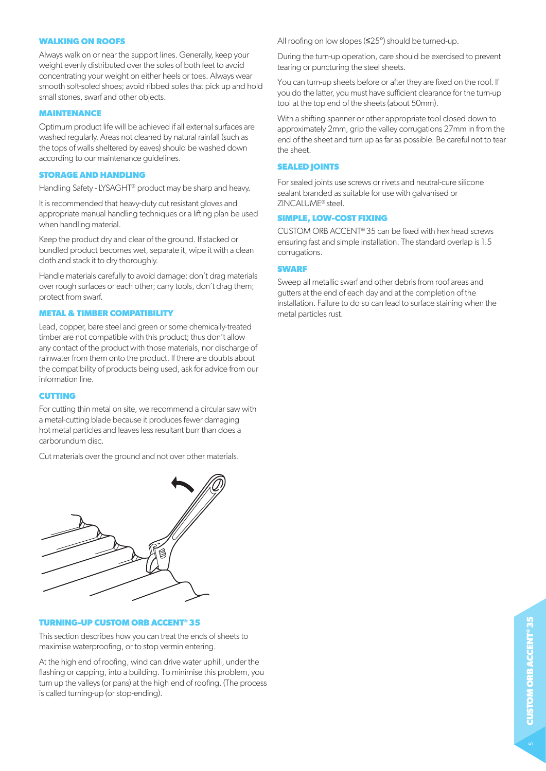## WALKING ON ROOFS

Always walk on or near the support lines. Generally, keep your weight evenly distributed over the soles of both feet to avoid concentrating your weight on either heels or toes. Always wear smooth soft-soled shoes; avoid ribbed soles that pick up and hold small stones, swarf and other objects.

## MAINTENANCE

Optimum product life will be achieved if all external surfaces are washed regularly. Areas not cleaned by natural rainfall (such as the tops of walls sheltered by eaves) should be washed down according to our maintenance guidelines.

## STORAGE AND HANDLING

Handling Safety - LYSAGHT® product may be sharp and heavy.

It is recommended that heavy-duty cut resistant gloves and appropriate manual handling techniques or a lifting plan be used when handling material.

Keep the product dry and clear of the ground. If stacked or bundled product becomes wet, separate it, wipe it with a clean cloth and stack it to dry thoroughly.

Handle materials carefully to avoid damage: don't drag materials over rough surfaces or each other; carry tools, don't drag them; protect from swarf.

## METAL & TIMBER COMPATIBILITY

Lead, copper, bare steel and green or some chemically-treated timber are not compatible with this product; thus don't allow any contact of the product with those materials, nor discharge of rainwater from them onto the product. If there are doubts about the compatibility of products being used, ask for advice from our information line.

## CUTTING

For cutting thin metal on site, we recommend a circular saw with a metal-cutting blade because it produces fewer damaging hot metal particles and leaves less resultant burr than does a carborundum disc.

Cut materials over the ground and not over other materials.

## TURNING-UP CUSTOM ORB ACCENT® 35

This section describes how you can treat the ends of sheets to maximise waterproofing, or to stop vermin entering.

At the high end of roofing, wind can drive water uphill, under the flashing or capping, into a building. To minimise this problem, you turn up the valleys (or pans) at the high end of roofing. (The process is called turning-up (or stop-ending).

All roofing on low slopes (≤25°) should be turned-up.

During the turn-up operation, care should be exercised to prevent tearing or puncturing the steel sheets.

You can turn-up sheets before or after they are fixed on the roof. If you do the latter, you must have sufficient clearance for the turn-up tool at the top end of the sheets (about 50mm).

With a shifting spanner or other appropriate tool closed down to approximately 2mm, grip the valley corrugations 27mm in from the end of the sheet and turn up as far as possible. Be careful not to tear the sheet.

## SEALED JOINTS

For sealed joints use screws or rivets and neutral-cure silicone sealant branded as suitable for use with galvanised or ZINCALUME® steel.

## SIMPLE, LOW-COST FIXING

CUSTOM ORB ACCENT® 35 can be fixed with hex head screws ensuring fast and simple installation. The standard overlap is 1.5 corrugations.

## SWARF

Sweep all metallic swarf and other debris from roof areas and gutters at the end of each day and at the completion of the installation. Failure to do so can lead to surface staining when the metal particles rust.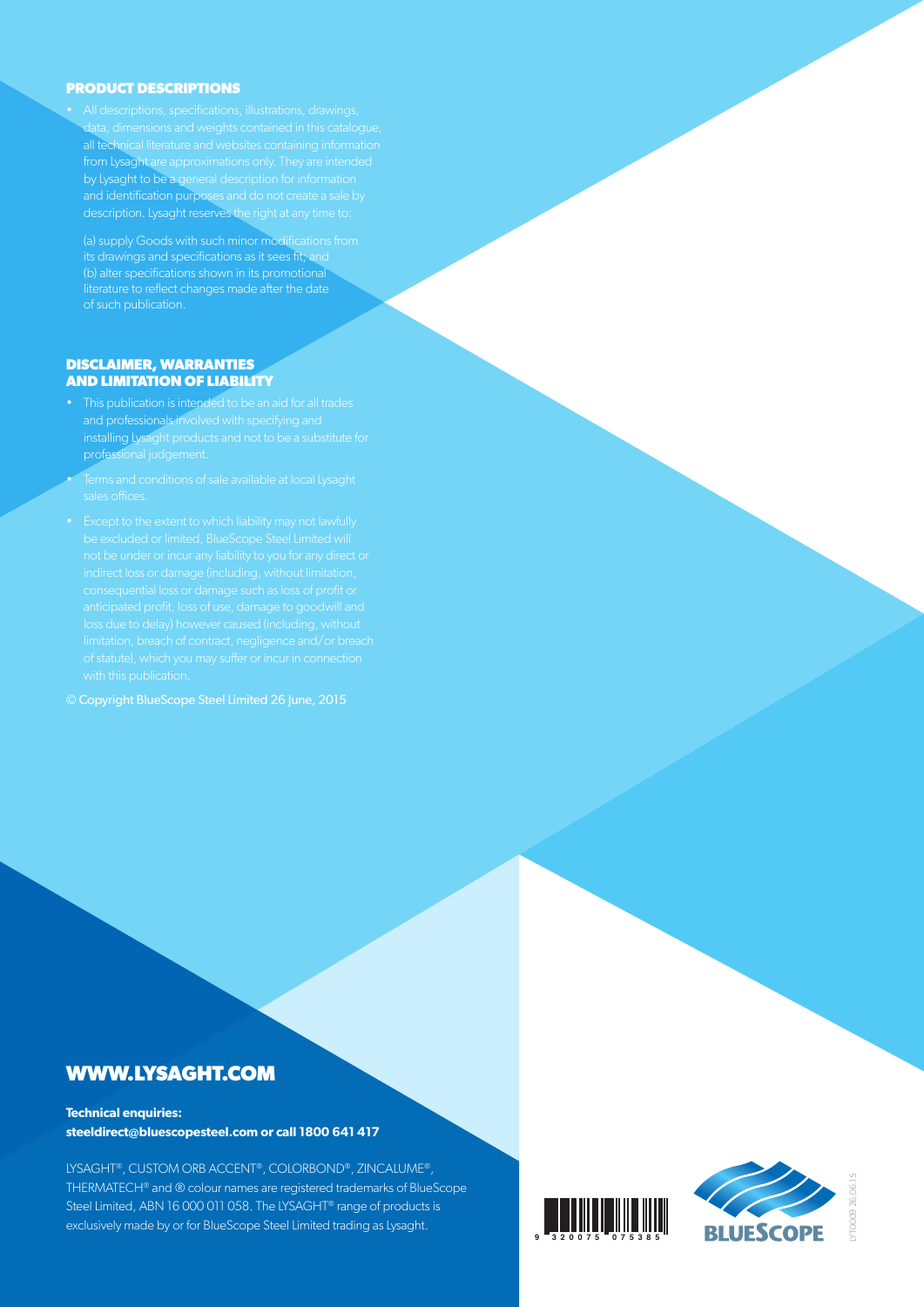## PRODUCT DESCRIPTIONS

- All descriptions, specifications, illustrations, drawings, data, dimensions and weights contained in this catalogue, all technical literature and websites containing information from Lysaght are approximations only. They are intended by Lysaght to be a general description for information and identification purposes and do not create a sale by description. Lysaght reserves the right at any time to:

  (a) supply Goods with such minor modifications from its drawings and specifications as it sees fit; and
  (b) alter specifications shown in its promotional literature to reflect changes made after the date of such publication.

## DISCLAIMER, WARRANTIES AND LIMITATION OF LIABILITY

- This publication is intended to be an aid for all trades and professionals involved with specifying and installing Lysaght products and not to be a substitute for professional judgement.
- Terms and conditions of sale available at local Lysaght sales offices.
- Except to the extent to which liability may not lawfully be excluded or limited, BlueScope Steel Limited will not be under or incur any liability to you for any direct or indirect loss or damage (including, without limitation, consequential loss or damage such as loss of profit or anticipated profit, loss of use, damage to goodwill and loss due to delay) however caused (including, without limitation, breach of contract, negligence and/or breach of statute), which you may suffer or incur in connection with this publication.

© Copyright BlueScope Steel Limited 26 June, 2015

## WWW.LYSAGHT.COM

**Technical enquiries:**
**steeldirect@bluescopesteel.com or call 1800 641 417**

LYSAGHT®, CUSTOM ORB ACCENT®, COLORBOND®, ZINCALUME®, THERMATECH® and ® colour names are registered trademarks of BlueScope Steel Limited, ABN 16 000 011 058. The LYSAGHT® range of products is exclusively made by or for BlueScope Steel Limited trading as Lysaght.

9 320075 075385

BLUESCOPE

LYT0009 26.06.15